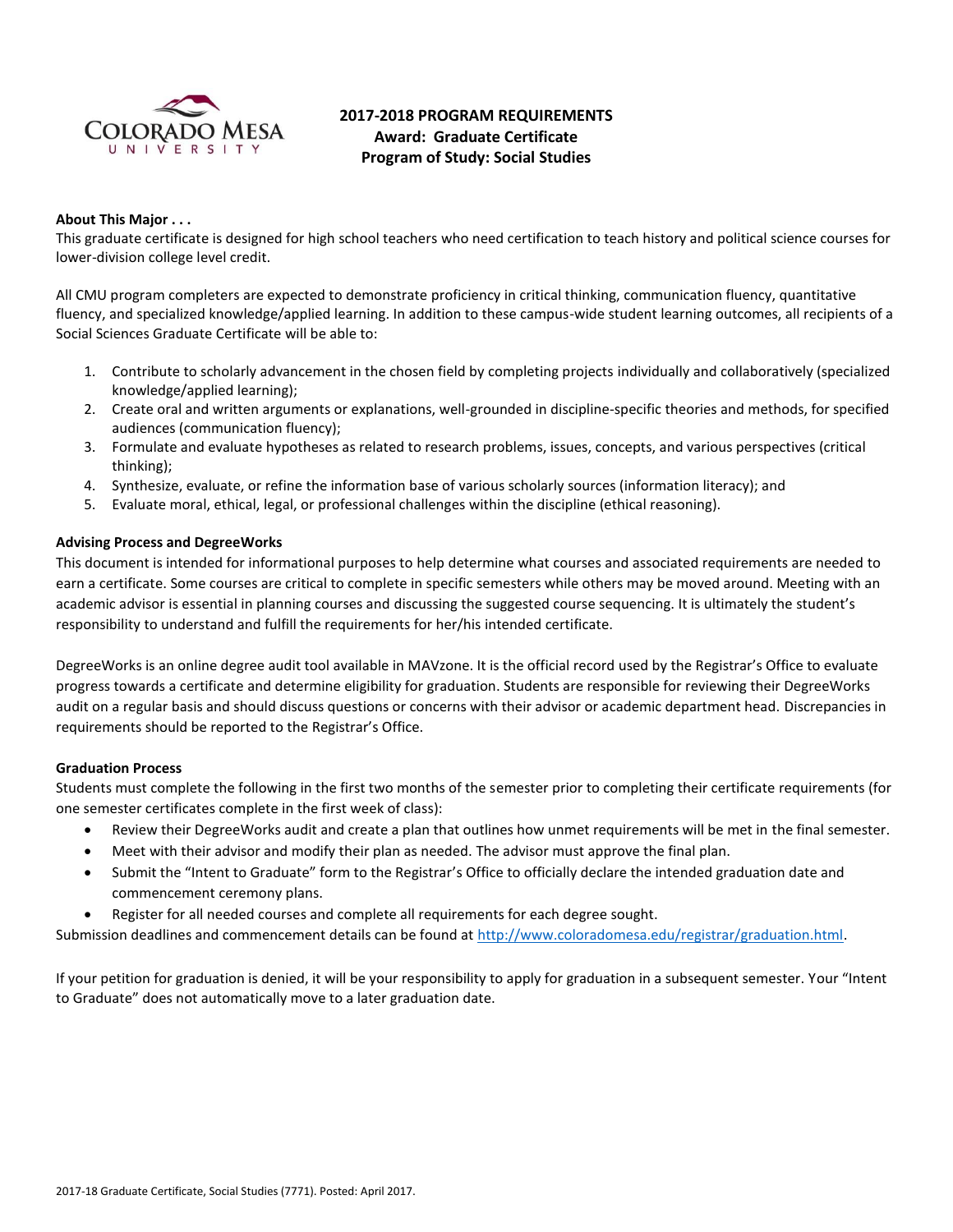# 2017-2018 PROGRAM REQUIREMENTS
## Award: Graduate Certificate
## Program of Study: Social Studies

**About This Major . . .**

This graduate certificate is designed for high school teachers who need certification to teach history and political science courses for lower-division college level credit.

All CMU program completers are expected to demonstrate proficiency in critical thinking, communication fluency, quantitative fluency, and specialized knowledge/applied learning. In addition to these campus-wide student learning outcomes, all recipients of a Social Sciences Graduate Certificate will be able to:

1. Contribute to scholarly advancement in the chosen field by completing projects individually and collaboratively (specialized knowledge/applied learning);
2. Create oral and written arguments or explanations, well-grounded in discipline-specific theories and methods, for specified audiences (communication fluency);
3. Formulate and evaluate hypotheses as related to research problems, issues, concepts, and various perspectives (critical thinking);
4. Synthesize, evaluate, or refine the information base of various scholarly sources (information literacy); and
5. Evaluate moral, ethical, legal, or professional challenges within the discipline (ethical reasoning).

**Advising Process and DegreeWorks**

This document is intended for informational purposes to help determine what courses and associated requirements are needed to earn a certificate. Some courses are critical to complete in specific semesters while others may be moved around. Meeting with an academic advisor is essential in planning courses and discussing the suggested course sequencing. It is ultimately the student's responsibility to understand and fulfill the requirements for her/his intended certificate.

DegreeWorks is an online degree audit tool available in MAVzone. It is the official record used by the Registrar's Office to evaluate progress towards a certificate and determine eligibility for graduation. Students are responsible for reviewing their DegreeWorks audit on a regular basis and should discuss questions or concerns with their advisor or academic department head. Discrepancies in requirements should be reported to the Registrar's Office.

**Graduation Process**

Students must complete the following in the first two months of the semester prior to completing their certificate requirements (for one semester certificates complete in the first week of class):

- Review their DegreeWorks audit and create a plan that outlines how unmet requirements will be met in the final semester.
- Meet with their advisor and modify their plan as needed. The advisor must approve the final plan.
- Submit the "Intent to Graduate" form to the Registrar's Office to officially declare the intended graduation date and commencement ceremony plans.
- Register for all needed courses and complete all requirements for each degree sought.

Submission deadlines and commencement details can be found at http://www.coloradomesa.edu/registrar/graduation.html.

If your petition for graduation is denied, it will be your responsibility to apply for graduation in a subsequent semester. Your "Intent to Graduate" does not automatically move to a later graduation date.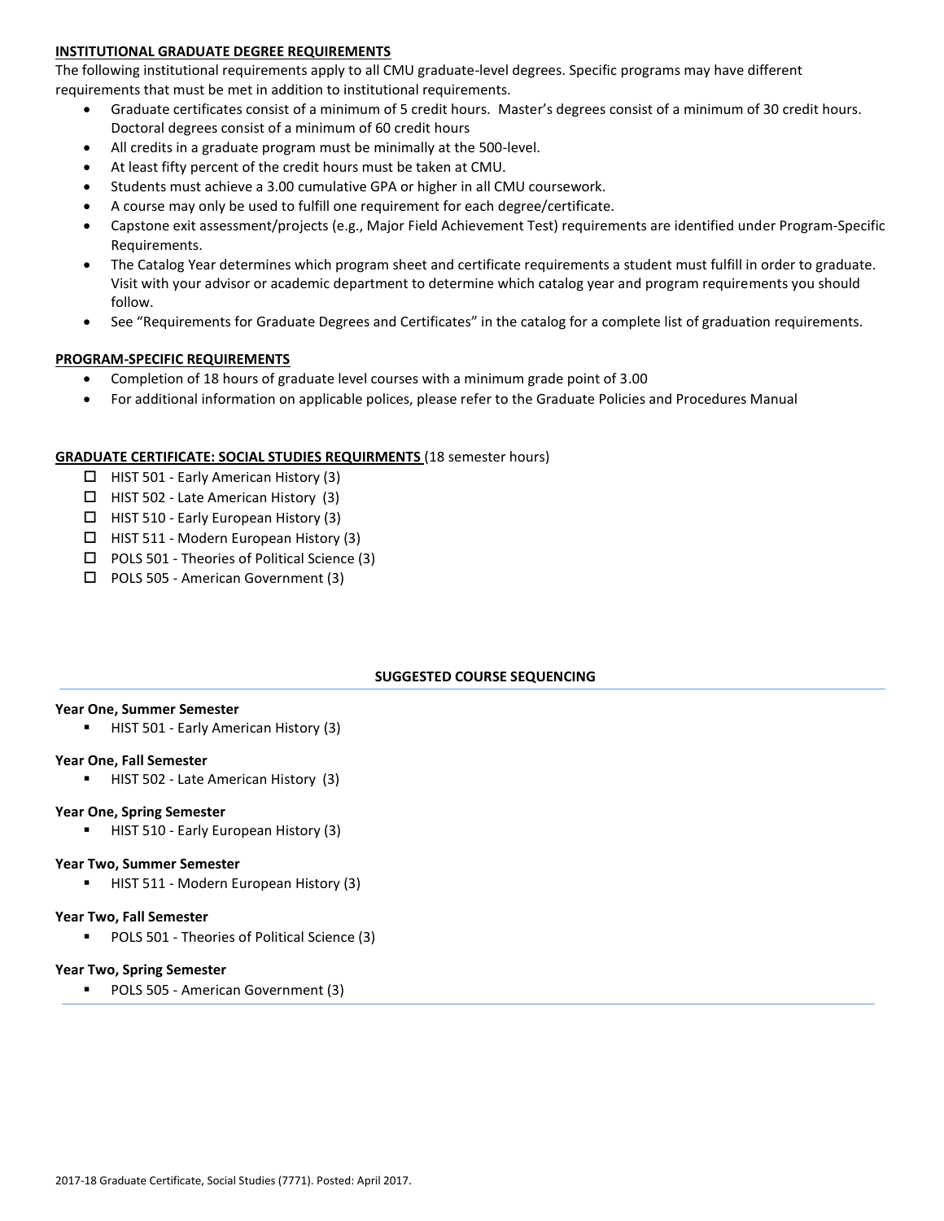## INSTITUTIONAL GRADUATE DEGREE REQUIREMENTS

The following institutional requirements apply to all CMU graduate-level degrees. Specific programs may have different requirements that must be met in addition to institutional requirements.

- Graduate certificates consist of a minimum of 5 credit hours. Master's degrees consist of a minimum of 30 credit hours. Doctoral degrees consist of a minimum of 60 credit hours
- All credits in a graduate program must be minimally at the 500-level.
- At least fifty percent of the credit hours must be taken at CMU.
- Students must achieve a 3.00 cumulative GPA or higher in all CMU coursework.
- A course may only be used to fulfill one requirement for each degree/certificate.
- Capstone exit assessment/projects (e.g., Major Field Achievement Test) requirements are identified under Program-Specific Requirements.
- The Catalog Year determines which program sheet and certificate requirements a student must fulfill in order to graduate. Visit with your advisor or academic department to determine which catalog year and program requirements you should follow.
- See "Requirements for Graduate Degrees and Certificates" in the catalog for a complete list of graduation requirements.

## PROGRAM-SPECIFIC REQUIREMENTS

- Completion of 18 hours of graduate level courses with a minimum grade point of 3.00
- For additional information on applicable polices, please refer to the Graduate Policies and Procedures Manual

## GRADUATE CERTIFICATE: SOCIAL STUDIES REQUIRMENTS (18 semester hours)

- ☐ HIST 501 - Early American History (3)
- ☐ HIST 502 - Late American History (3)
- ☐ HIST 510 - Early European History (3)
- ☐ HIST 511 - Modern European History (3)
- ☐ POLS 501 - Theories of Political Science (3)
- ☐ POLS 505 - American Government (3)

## SUGGESTED COURSE SEQUENCING

**Year One, Summer Semester**

- HIST 501 - Early American History (3)

**Year One, Fall Semester**

- HIST 502 - Late American History (3)

**Year One, Spring Semester**

- HIST 510 - Early European History (3)

**Year Two, Summer Semester**

- HIST 511 - Modern European History (3)

**Year Two, Fall Semester**

- POLS 501 - Theories of Political Science (3)

**Year Two, Spring Semester**

- POLS 505 - American Government (3)

2017-18 Graduate Certificate, Social Studies (7771). Posted: April 2017.